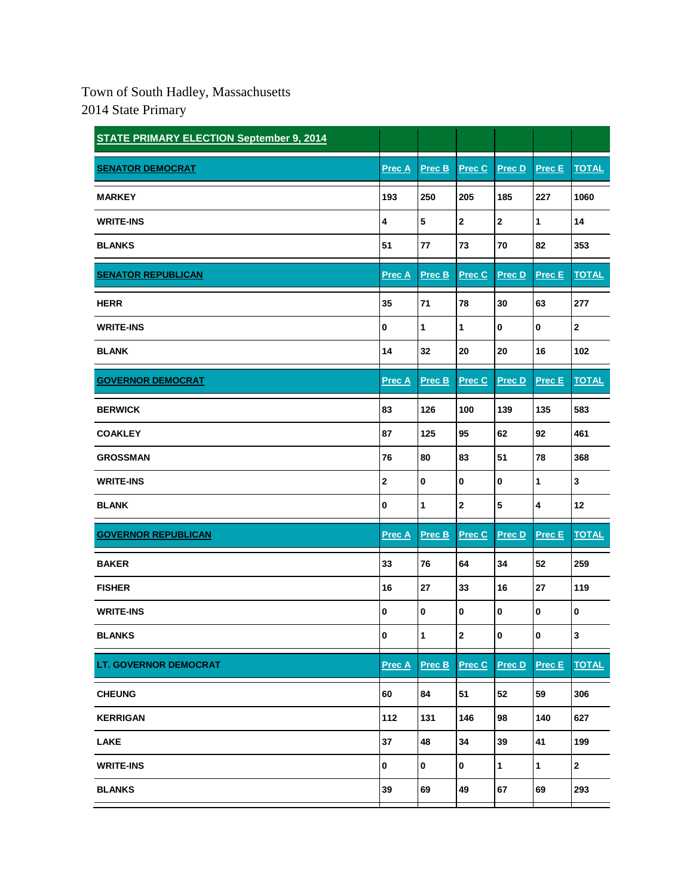Town of South Hadley, Massachusetts
2014 State Primary

| STATE PRIMARY ELECTION September 9, 2014 | | | | | | |
|---|---|---|---|---|---|---|
| **SENATOR DEMOCRAT** | **Prec A** | **Prec B** | **Prec C** | **Prec D** | **Prec E** | **TOTAL** |
| MARKEY | 193 | 250 | 205 | 185 | 227 | 1060 |
| WRITE-INS | 4 | 5 | 2 | 2 | 1 | 14 |
| BLANKS | 51 | 77 | 73 | 70 | 82 | 353 |
| **SENATOR REPUBLICAN** | **Prec A** | **Prec B** | **Prec C** | **Prec D** | **Prec E** | **TOTAL** |
| HERR | 35 | 71 | 78 | 30 | 63 | 277 |
| WRITE-INS | 0 | 1 | 1 | 0 | 0 | 2 |
| BLANK | 14 | 32 | 20 | 20 | 16 | 102 |
| **GOVERNOR DEMOCRAT** | **Prec A** | **Prec B** | **Prec C** | **Prec D** | **Prec E** | **TOTAL** |
| BERWICK | 83 | 126 | 100 | 139 | 135 | 583 |
| COAKLEY | 87 | 125 | 95 | 62 | 92 | 461 |
| GROSSMAN | 76 | 80 | 83 | 51 | 78 | 368 |
| WRITE-INS | 2 | 0 | 0 | 0 | 1 | 3 |
| BLANK | 0 | 1 | 2 | 5 | 4 | 12 |
| **GOVERNOR REPUBLICAN** | **Prec A** | **Prec B** | **Prec C** | **Prec D** | **Prec E** | **TOTAL** |
| BAKER | 33 | 76 | 64 | 34 | 52 | 259 |
| FISHER | 16 | 27 | 33 | 16 | 27 | 119 |
| WRITE-INS | 0 | 0 | 0 | 0 | 0 | 0 |
| BLANKS | 0 | 1 | 2 | 0 | 0 | 3 |
| **LT. GOVERNOR DEMOCRAT** | **Prec A** | **Prec B** | **Prec C** | **Prec D** | **Prec E** | **TOTAL** |
| CHEUNG | 60 | 84 | 51 | 52 | 59 | 306 |
| KERRIGAN | 112 | 131 | 146 | 98 | 140 | 627 |
| LAKE | 37 | 48 | 34 | 39 | 41 | 199 |
| WRITE-INS | 0 | 0 | 0 | 1 | 1 | 2 |
| BLANKS | 39 | 69 | 49 | 67 | 69 | 293 |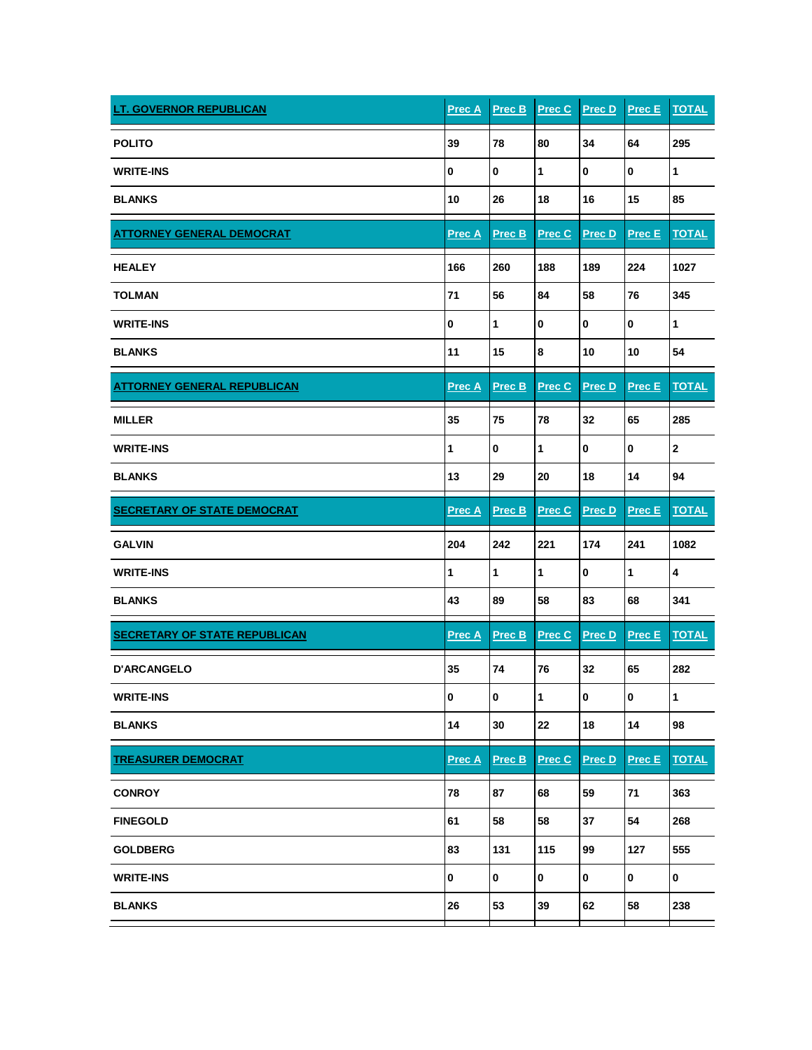| LT. GOVERNOR REPUBLICAN | Prec A | Prec B | Prec C | Prec D | Prec E | TOTAL |
|---|---|---|---|---|---|---|
| POLITO | 39 | 78 | 80 | 34 | 64 | 295 |
| WRITE-INS | 0 | 0 | 1 | 0 | 0 | 1 |
| BLANKS | 10 | 26 | 18 | 16 | 15 | 85 |

| ATTORNEY GENERAL DEMOCRAT | Prec A | Prec B | Prec C | Prec D | Prec E | TOTAL |
|---|---|---|---|---|---|---|
| HEALEY | 166 | 260 | 188 | 189 | 224 | 1027 |
| TOLMAN | 71 | 56 | 84 | 58 | 76 | 345 |
| WRITE-INS | 0 | 1 | 0 | 0 | 0 | 1 |
| BLANKS | 11 | 15 | 8 | 10 | 10 | 54 |

| ATTORNEY GENERAL REPUBLICAN | Prec A | Prec B | Prec C | Prec D | Prec E | TOTAL |
|---|---|---|---|---|---|---|
| MILLER | 35 | 75 | 78 | 32 | 65 | 285 |
| WRITE-INS | 1 | 0 | 1 | 0 | 0 | 2 |
| BLANKS | 13 | 29 | 20 | 18 | 14 | 94 |

| SECRETARY OF STATE DEMOCRAT | Prec A | Prec B | Prec C | Prec D | Prec E | TOTAL |
|---|---|---|---|---|---|---|
| GALVIN | 204 | 242 | 221 | 174 | 241 | 1082 |
| WRITE-INS | 1 | 1 | 1 | 0 | 1 | 4 |
| BLANKS | 43 | 89 | 58 | 83 | 68 | 341 |

| SECRETARY OF STATE REPUBLICAN | Prec A | Prec B | Prec C | Prec D | Prec E | TOTAL |
|---|---|---|---|---|---|---|
| D'ARCANGELO | 35 | 74 | 76 | 32 | 65 | 282 |
| WRITE-INS | 0 | 0 | 1 | 0 | 0 | 1 |
| BLANKS | 14 | 30 | 22 | 18 | 14 | 98 |

| TREASURER DEMOCRAT | Prec A | Prec B | Prec C | Prec D | Prec E | TOTAL |
|---|---|---|---|---|---|---|
| CONROY | 78 | 87 | 68 | 59 | 71 | 363 |
| FINEGOLD | 61 | 58 | 58 | 37 | 54 | 268 |
| GOLDBERG | 83 | 131 | 115 | 99 | 127 | 555 |
| WRITE-INS | 0 | 0 | 0 | 0 | 0 | 0 |
| BLANKS | 26 | 53 | 39 | 62 | 58 | 238 |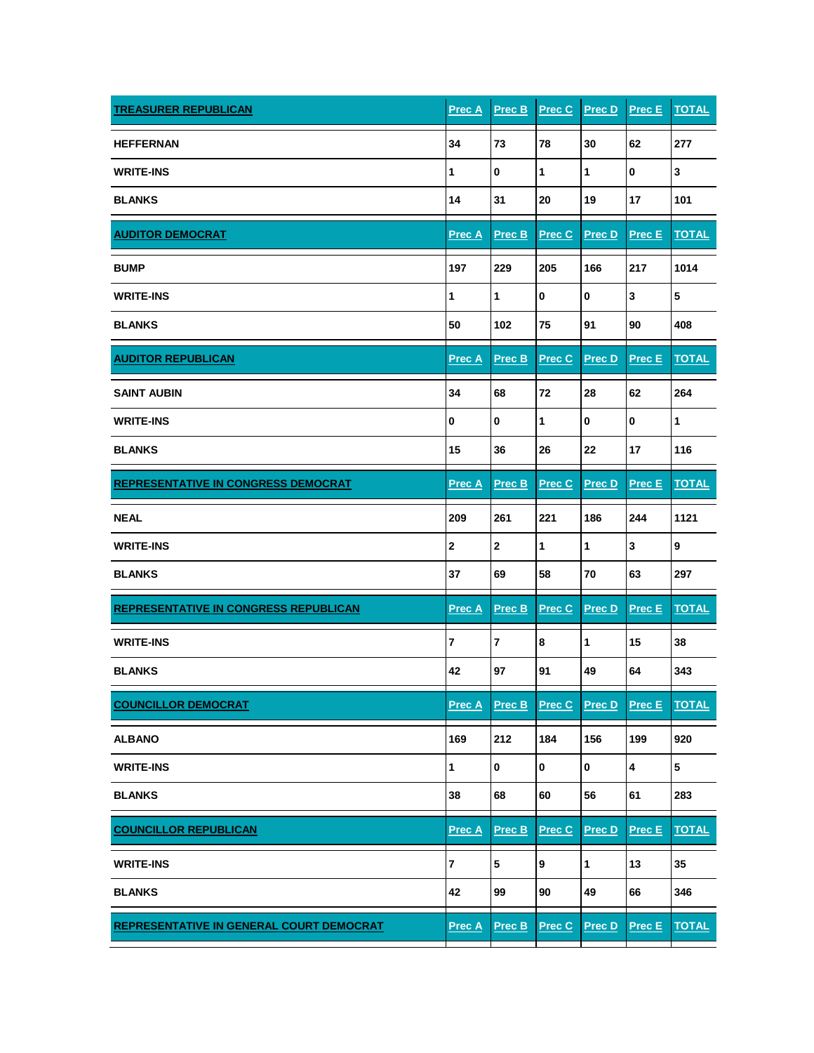| TREASURER REPUBLICAN | Prec A | Prec B | Prec C | Prec D | Prec E | TOTAL |
|---|---|---|---|---|---|---|
| HEFFERNAN | 34 | 73 | 78 | 30 | 62 | 277 |
| WRITE-INS | 1 | 0 | 1 | 1 | 0 | 3 |
| BLANKS | 14 | 31 | 20 | 19 | 17 | 101 |

| AUDITOR DEMOCRAT | Prec A | Prec B | Prec C | Prec D | Prec E | TOTAL |
|---|---|---|---|---|---|---|
| BUMP | 197 | 229 | 205 | 166 | 217 | 1014 |
| WRITE-INS | 1 | 1 | 0 | 0 | 3 | 5 |
| BLANKS | 50 | 102 | 75 | 91 | 90 | 408 |

| AUDITOR REPUBLICAN | Prec A | Prec B | Prec C | Prec D | Prec E | TOTAL |
|---|---|---|---|---|---|---|
| SAINT AUBIN | 34 | 68 | 72 | 28 | 62 | 264 |
| WRITE-INS | 0 | 0 | 1 | 0 | 0 | 1 |
| BLANKS | 15 | 36 | 26 | 22 | 17 | 116 |

| REPRESENTATIVE IN CONGRESS DEMOCRAT | Prec A | Prec B | Prec C | Prec D | Prec E | TOTAL |
|---|---|---|---|---|---|---|
| NEAL | 209 | 261 | 221 | 186 | 244 | 1121 |
| WRITE-INS | 2 | 2 | 1 | 1 | 3 | 9 |
| BLANKS | 37 | 69 | 58 | 70 | 63 | 297 |

| REPRESENTATIVE IN CONGRESS REPUBLICAN | Prec A | Prec B | Prec C | Prec D | Prec E | TOTAL |
|---|---|---|---|---|---|---|
| WRITE-INS | 7 | 7 | 8 | 1 | 15 | 38 |
| BLANKS | 42 | 97 | 91 | 49 | 64 | 343 |

| COUNCILLOR DEMOCRAT | Prec A | Prec B | Prec C | Prec D | Prec E | TOTAL |
|---|---|---|---|---|---|---|
| ALBANO | 169 | 212 | 184 | 156 | 199 | 920 |
| WRITE-INS | 1 | 0 | 0 | 0 | 4 | 5 |
| BLANKS | 38 | 68 | 60 | 56 | 61 | 283 |

| COUNCILLOR REPUBLICAN | Prec A | Prec B | Prec C | Prec D | Prec E | TOTAL |
|---|---|---|---|---|---|---|
| WRITE-INS | 7 | 5 | 9 | 1 | 13 | 35 |
| BLANKS | 42 | 99 | 90 | 49 | 66 | 346 |

| REPRESENTATIVE IN GENERAL COURT DEMOCRAT | Prec A | Prec B | Prec C | Prec D | Prec E | TOTAL |
|---|---|---|---|---|---|---|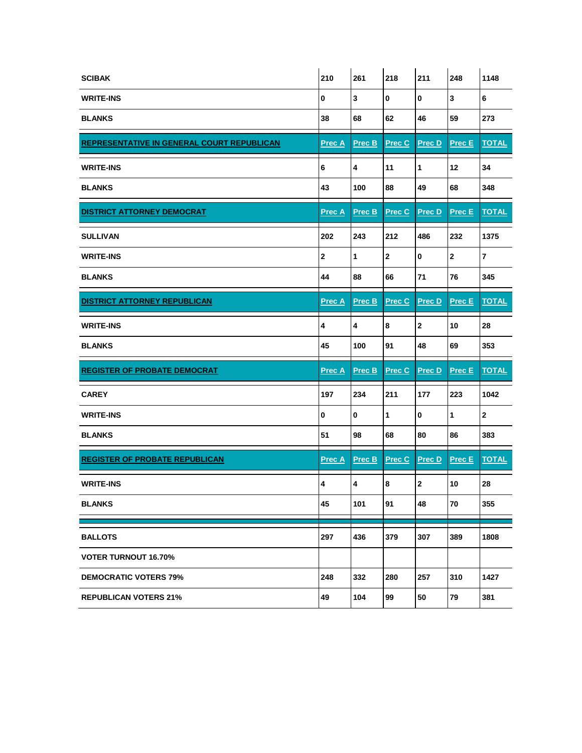| | | | | | | |
|---|---|---|---|---|---|---|
| SCIBAK | 210 | 261 | 218 | 211 | 248 | 1148 |
| WRITE-INS | 0 | 3 | 0 | 0 | 3 | 6 |
| BLANKS | 38 | 68 | 62 | 46 | 59 | 273 |

| REPRESENTATIVE IN GENERAL COURT REPUBLICAN | Prec A | Prec B | Prec C | Prec D | Prec E | TOTAL |
|---|---|---|---|---|---|---|
| WRITE-INS | 6 | 4 | 11 | 1 | 12 | 34 |
| BLANKS | 43 | 100 | 88 | 49 | 68 | 348 |

| DISTRICT ATTORNEY DEMOCRAT | Prec A | Prec B | Prec C | Prec D | Prec E | TOTAL |
|---|---|---|---|---|---|---|
| SULLIVAN | 202 | 243 | 212 | 486 | 232 | 1375 |
| WRITE-INS | 2 | 1 | 2 | 0 | 2 | 7 |
| BLANKS | 44 | 88 | 66 | 71 | 76 | 345 |

| DISTRICT ATTORNEY REPUBLICAN | Prec A | Prec B | Prec C | Prec D | Prec E | TOTAL |
|---|---|---|---|---|---|---|
| WRITE-INS | 4 | 4 | 8 | 2 | 10 | 28 |
| BLANKS | 45 | 100 | 91 | 48 | 69 | 353 |

| REGISTER OF PROBATE DEMOCRAT | Prec A | Prec B | Prec C | Prec D | Prec E | TOTAL |
|---|---|---|---|---|---|---|
| CAREY | 197 | 234 | 211 | 177 | 223 | 1042 |
| WRITE-INS | 0 | 0 | 1 | 0 | 1 | 2 |
| BLANKS | 51 | 98 | 68 | 80 | 86 | 383 |

| REGISTER OF PROBATE REPUBLICAN | Prec A | Prec B | Prec C | Prec D | Prec E | TOTAL |
|---|---|---|---|---|---|---|
| WRITE-INS | 4 | 4 | 8 | 2 | 10 | 28 |
| BLANKS | 45 | 101 | 91 | 48 | 70 | 355 |

| | | | | | | |
|---|---|---|---|---|---|---|
| BALLOTS | 297 | 436 | 379 | 307 | 389 | 1808 |
| VOTER TURNOUT 16.70% | | | | | | |
| DEMOCRATIC VOTERS 79% | 248 | 332 | 280 | 257 | 310 | 1427 |
| REPUBLICAN VOTERS 21% | 49 | 104 | 99 | 50 | 79 | 381 |